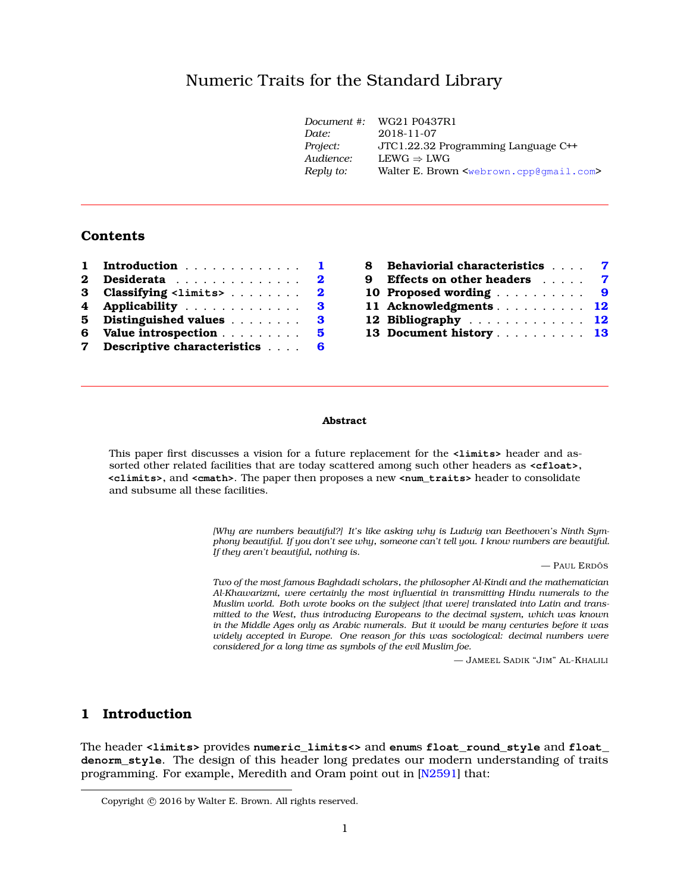# Numeric Traits for the Standard Library

| | |
|---|---|
| *Document #:* | WG21 P0437R1 |
| *Date:* | 2018-11-07 |
| *Project:* | JTC1.22.32 Programming Language C++ |
| *Audience:* | LEWG ⇒ LWG |
| *Reply to:* | Walter E. Brown <webrown.cpp@gmail.com> |

## Contents

1. Introduction . . . 1
2. Desiderata . . . 2
3. Classifying `<limits>` . . . 2
4. Applicability . . . 3
5. Distinguished values . . . 3
6. Value introspection . . . 5
7. Descriptive characteristics . . . 6
8. Behaviorial characteristics . . . 7
9. Effects on other headers . . . 7
10. Proposed wording . . . 9
11. Acknowledgments . . . 12
12. Bibliography . . . 12
13. Document history . . . 13

**Abstract**

This paper first discusses a vision for a future replacement for the **`<limits>`** header and assorted other related facilities that are today scattered among such other headers as **`<cfloat>`**, **`<climits>`**, and **`<cmath>`**. The paper then proposes a new **`<num_traits>`** header to consolidate and subsume all these facilities.

> *[Why are numbers beautiful?] It's like asking why is Ludwig van Beethoven's Ninth Symphony beautiful. If you don't see why, someone can't tell you. I know numbers are beautiful. If they aren't beautiful, nothing is.*
>
> — Paul Erdös

> *Two of the most famous Baghdadi scholars, the philosopher Al-Kindi and the mathematician Al-Khawarizmi, were certainly the most influential in transmitting Hindu numerals to the Muslim world. Both wrote books on the subject [that were] translated into Latin and transmitted to the West, thus introducing Europeans to the decimal system, which was known in the Middle Ages only as Arabic numerals. But it would be many centuries before it was widely accepted in Europe. One reason for this was sociological: decimal numbers were considered for a long time as symbols of the evil Muslim foe.*
>
> — Jameel Sadik "Jim" Al-Khalili

## 1 Introduction

The header **`<limits>`** provides **`numeric_limits<>`** and **`enum`**s **`float_round_style`** and **`float_denorm_style`**. The design of this header long predates our modern understanding of traits programming. For example, Meredith and Oram point out in [N2591] that:

Copyright © 2016 by Walter E. Brown. All rights reserved.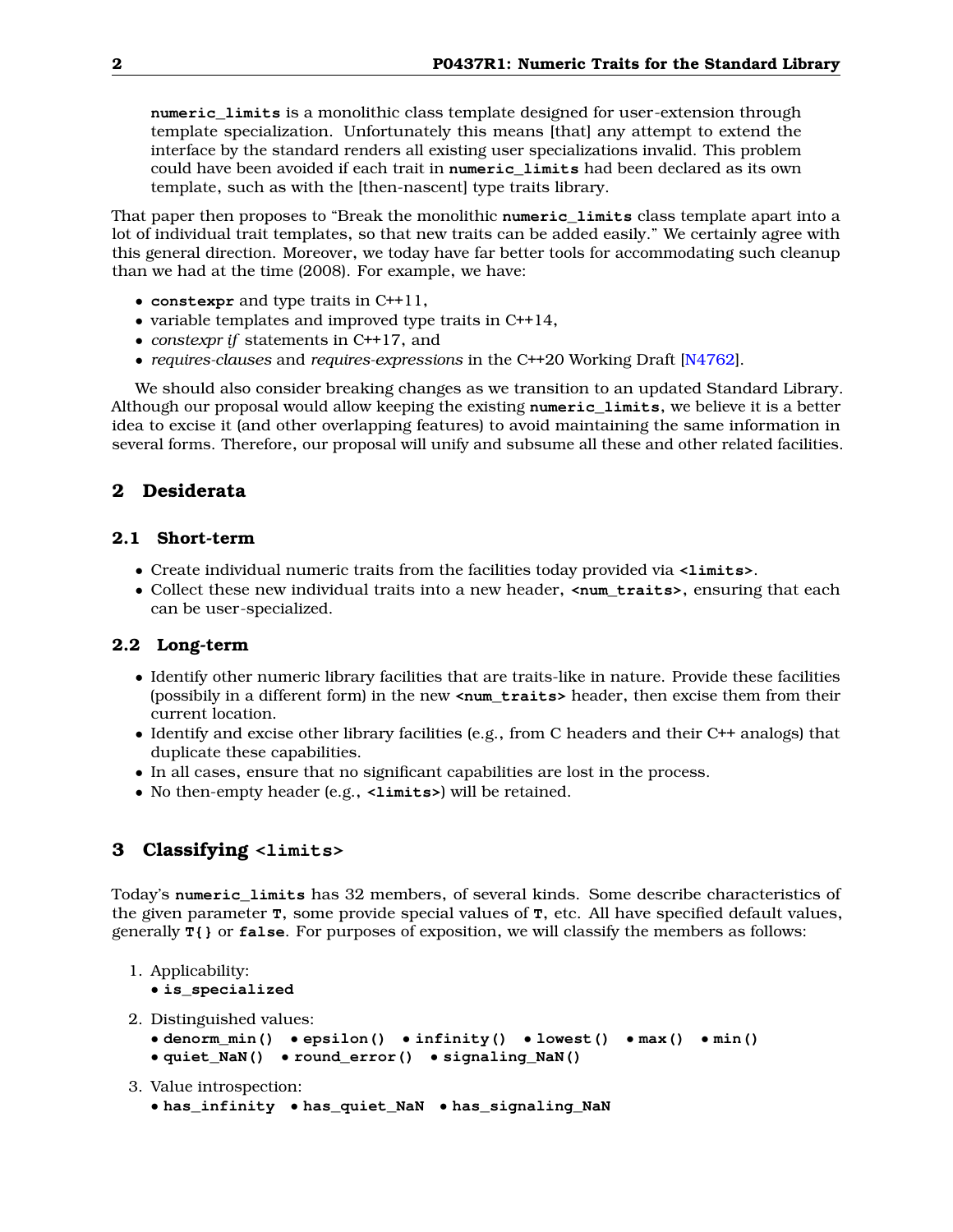> `numeric_limits` is a monolithic class template designed for user-extension through template specialization. Unfortunately this means [that] any attempt to extend the interface by the standard renders all existing user specializations invalid. This problem could have been avoided if each trait in `numeric_limits` had been declared as its own template, such as with the [then-nascent] type traits library.

That paper then proposes to "Break the monolithic `numeric_limits` class template apart into a lot of individual trait templates, so that new traits can be added easily." We certainly agree with this general direction. Moreover, we today have far better tools for accommodating such cleanup than we had at the time (2008). For example, we have:

- `constexpr` and type traits in C++11,
- variable templates and improved type traits in C++14,
- *constexpr if* statements in C++17, and
- *requires-clauses* and *requires-expressions* in the C++20 Working Draft [N4762].

We should also consider breaking changes as we transition to an updated Standard Library. Although our proposal would allow keeping the existing `numeric_limits`, we believe it is a better idea to excise it (and other overlapping features) to avoid maintaining the same information in several forms. Therefore, our proposal will unify and subsume all these and other related facilities.

## 2 Desiderata

### 2.1 Short-term

- Create individual numeric traits from the facilities today provided via `<limits>`.
- Collect these new individual traits into a new header, `<num_traits>`, ensuring that each can be user-specialized.

### 2.2 Long-term

- Identify other numeric library facilities that are traits-like in nature. Provide these facilities (possibily in a different form) in the new `<num_traits>` header, then excise them from their current location.
- Identify and excise other library facilities (e.g., from C headers and their C++ analogs) that duplicate these capabilities.
- In all cases, ensure that no significant capabilities are lost in the process.
- No then-empty header (e.g., `<limits>`) will be retained.

## 3 Classifying `<limits>`

Today's `numeric_limits` has 32 members, of several kinds. Some describe characteristics of the given parameter `T`, some provide special values of `T`, etc. All have specified default values, generally `T{}` or `false`. For purposes of exposition, we will classify the members as follows:

1. Applicability:
   - `is_specialized`
2. Distinguished values:
   - `denorm_min()` • `epsilon()` • `infinity()` • `lowest()` • `max()` • `min()`
   - `quiet_NaN()` • `round_error()` • `signaling_NaN()`
3. Value introspection:
   - `has_infinity` • `has_quiet_NaN` • `has_signaling_NaN`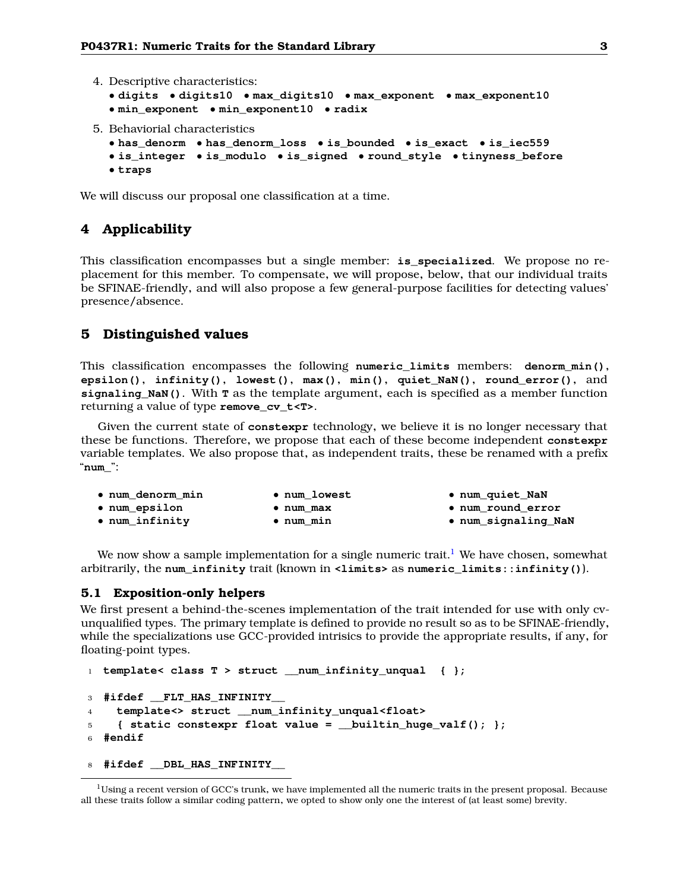4. Descriptive characteristics:
   - **digits** • **digits10** • **max_digits10** • **max_exponent** • **max_exponent10**
   - **min_exponent** • **min_exponent10** • **radix**
5. Behaviorial characteristics
   - **has_denorm** • **has_denorm_loss** • **is_bounded** • **is_exact** • **is_iec559**
   - **is_integer** • **is_modulo** • **is_signed** • **round_style** • **tinyness_before**
   - **traps**

We will discuss our proposal one classification at a time.

## 4 Applicability

This classification encompasses but a single member: **is_specialized**. We propose no replacement for this member. To compensate, we will propose, below, that our individual traits be SFINAE-friendly, and will also propose a few general-purpose facilities for detecting values' presence/absence.

## 5 Distinguished values

This classification encompasses the following **numeric_limits** members: **denorm_min()**, **epsilon()**, **infinity()**, **lowest()**, **max()**, **min()**, **quiet_NaN()**, **round_error()**, and **signaling_NaN()**. With **T** as the template argument, each is specified as a member function returning a value of type **remove_cv_t<T>**.

Given the current state of **constexpr** technology, we believe it is no longer necessary that these be functions. Therefore, we propose that each of these become independent **constexpr** variable templates. We also propose that, as independent traits, these be renamed with a prefix "**num_**":

- **num_denorm_min**
- **num_epsilon**
- **num_infinity**
- **num_lowest**
- **num_max**
- **num_min**
- **num_quiet_NaN**
- **num_round_error**
- **num_signaling_NaN**

We now show a sample implementation for a single numeric trait.[1] We have chosen, somewhat arbitrarily, the **num_infinity** trait (known in **<limits>** as **numeric_limits::infinity()**).

### 5.1 Exposition-only helpers

We first present a behind-the-scenes implementation of the trait intended for use with only cv-unqualified types. The primary template is defined to provide no result so as to be SFINAE-friendly, while the specializations use GCC-provided intrisics to provide the appropriate results, if any, for floating-point types.

```
1  template< class T > struct __num_infinity_unqual  { };

3  #ifdef __FLT_HAS_INFINITY__
4    template<> struct __num_infinity_unqual<float>
5    { static constexpr float value = __builtin_huge_valf(); };
6  #endif

8  #ifdef __DBL_HAS_INFINITY__
```

[1] Using a recent version of GCC's trunk, we have implemented all the numeric traits in the present proposal. Because all these traits follow a similar coding pattern, we opted to show only one the interest of (at least some) brevity.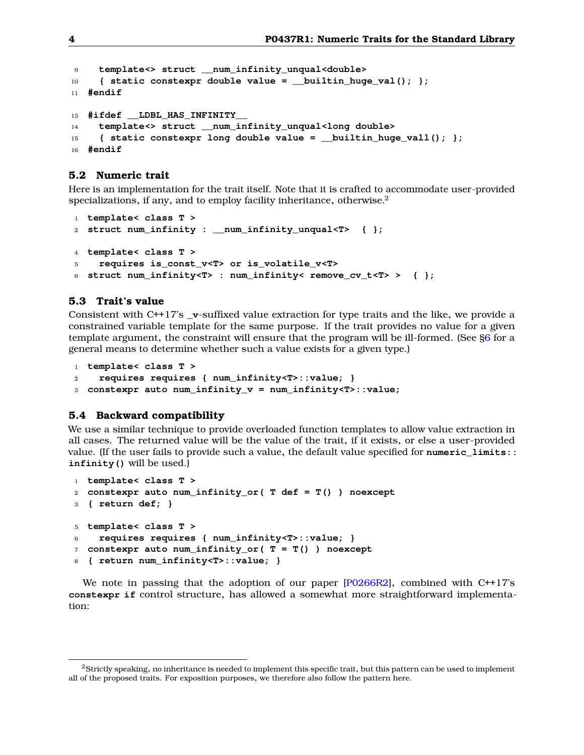```
  template<> struct __num_infinity_unqual<double>
  { static constexpr double value = __builtin_huge_val(); };
#endif

#ifdef __LDBL_HAS_INFINITY__
  template<> struct __num_infinity_unqual<long double>
  { static constexpr long double value = __builtin_huge_vall(); };
#endif
```

### 5.2 Numeric trait

Here is an implementation for the trait itself. Note that it is crafted to accommodate user-provided specializations, if any, and to employ facility inheritance, otherwise.[2]

```
template< class T >
struct num_infinity : __num_infinity_unqual<T>  { };

template< class T >
  requires is_const_v<T> or is_volatile_v<T>
struct num_infinity<T> : num_infinity< remove_cv_t<T> >  { };
```

### 5.3 Trait's value

Consistent with C++17's **_v**-suffixed value extraction for type traits and the like, we provide a constrained variable template for the same purpose. If the trait provides no value for a given template argument, the constraint will ensure that the program will be ill-formed. (See §6 for a general means to determine whether such a value exists for a given type.)

```
template< class T >
  requires requires { num_infinity<T>::value; }
constexpr auto num_infinity_v = num_infinity<T>::value;
```

### 5.4 Backward compatibility

We use a similar technique to provide overloaded function templates to allow value extraction in all cases. The returned value will be the value of the trait, if it exists, or else a user-provided value. (If the user fails to provide such a value, the default value specified for **numeric_limits::infinity()** will be used.)

```
template< class T >
constexpr auto num_infinity_or( T def = T() ) noexcept
{ return def; }

template< class T >
  requires requires { num_infinity<T>::value; }
constexpr auto num_infinity_or( T = T() ) noexcept
{ return num_infinity<T>::value; }
```

We note in passing that the adoption of our paper [P0266R2], combined with C++17's **constexpr if** control structure, has allowed a somewhat more straightforward implementation:

---

[2] Strictly speaking, no inheritance is needed to implement this specific trait, but this pattern can be used to implement all of the proposed traits. For exposition purposes, we therefore also follow the pattern here.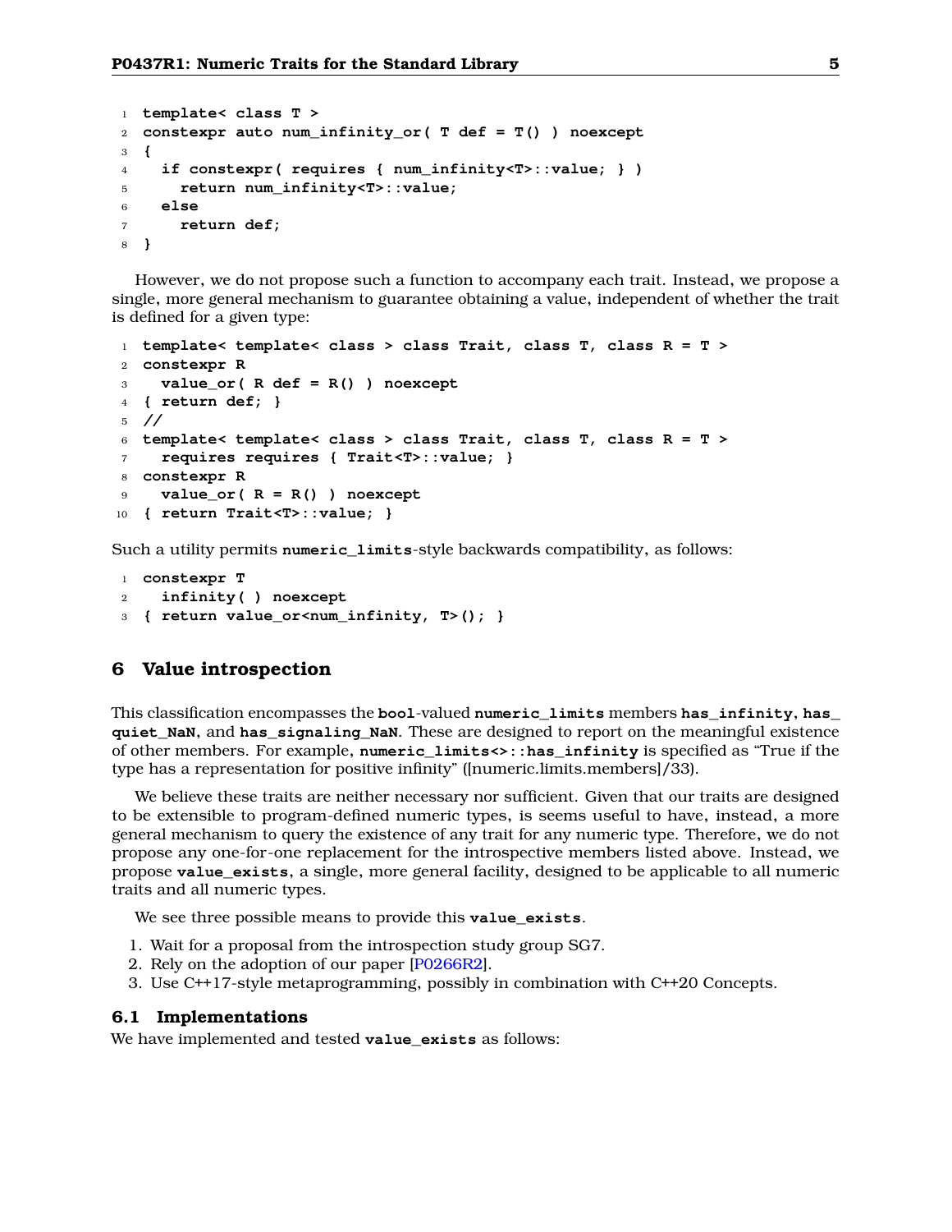```
template< class T >
constexpr auto num_infinity_or( T def = T() ) noexcept
{
  if constexpr( requires { num_infinity<T>::value; } )
    return num_infinity<T>::value;
  else
    return def;
}
```

However, we do not propose such a function to accompany each trait. Instead, we propose a single, more general mechanism to guarantee obtaining a value, independent of whether the trait is defined for a given type:

```
template< template< class > class Trait, class T, class R = T >
constexpr R
  value_or( R def = R() ) noexcept
{ return def; }
//
template< template< class > class Trait, class T, class R = T >
  requires requires { Trait<T>::value; }
constexpr R
  value_or( R = R() ) noexcept
{ return Trait<T>::value; }
```

Such a utility permits `numeric_limits`-style backwards compatibility, as follows:

```
constexpr T
  infinity( ) noexcept
{ return value_or<num_infinity, T>(); }
```

## 6 Value introspection

This classification encompasses the `bool`-valued `numeric_limits` members `has_infinity`, `has_quiet_NaN`, and `has_signaling_NaN`. These are designed to report on the meaningful existence of other members. For example, `numeric_limits<>::has_infinity` is specified as "True if the type has a representation for positive infinity" ([numeric.limits.members]/33).

We believe these traits are neither necessary nor sufficient. Given that our traits are designed to be extensible to program-defined numeric types, is seems useful to have, instead, a more general mechanism to query the existence of any trait for any numeric type. Therefore, we do not propose any one-for-one replacement for the introspective members listed above. Instead, we propose `value_exists`, a single, more general facility, designed to be applicable to all numeric traits and all numeric types.

We see three possible means to provide this `value_exists`.

1. Wait for a proposal from the introspection study group SG7.
2. Rely on the adoption of our paper [P0266R2].
3. Use C++17-style metaprogramming, possibly in combination with C++20 Concepts.

### 6.1 Implementations

We have implemented and tested `value_exists` as follows: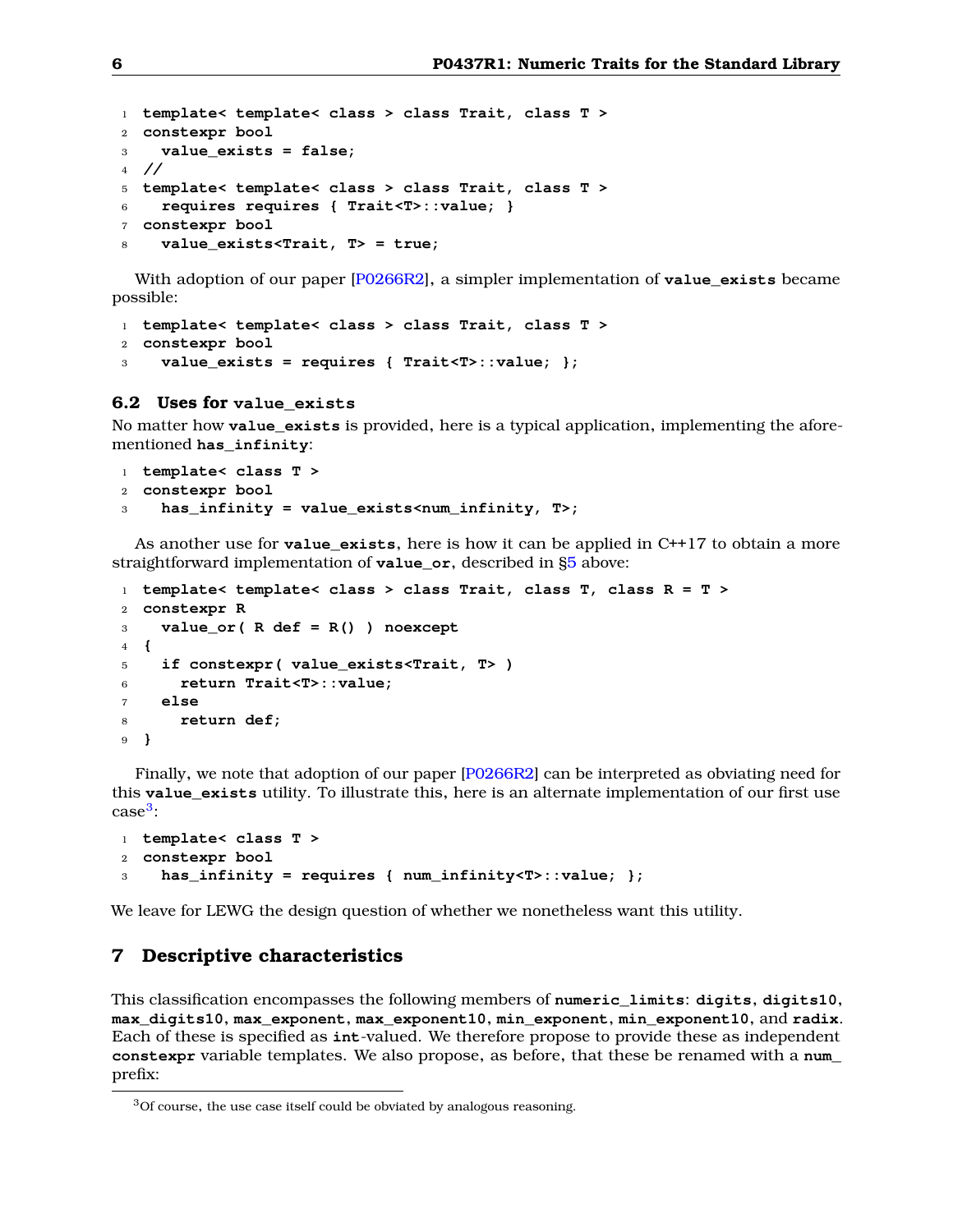```
template< template< class > class Trait, class T >
constexpr bool
  value_exists = false;
//
template< template< class > class Trait, class T >
  requires requires { Trait<T>::value; }
constexpr bool
  value_exists<Trait, T> = true;
```

With adoption of our paper [P0266R2], a simpler implementation of **value_exists** became possible:

```
template< template< class > class Trait, class T >
constexpr bool
  value_exists = requires { Trait<T>::value; };
```

### 6.2 Uses for value_exists

No matter how **value_exists** is provided, here is a typical application, implementing the aforementioned **has_infinity**:

```
template< class T >
constexpr bool
  has_infinity = value_exists<num_infinity, T>;
```

As another use for **value_exists**, here is how it can be applied in C++17 to obtain a more straightforward implementation of **value_or**, described in §5 above:

```
template< template< class > class Trait, class T, class R = T >
constexpr R
  value_or( R def = R() ) noexcept
{
  if constexpr( value_exists<Trait, T> )
    return Trait<T>::value;
  else
    return def;
}
```

Finally, we note that adoption of our paper [P0266R2] can be interpreted as obviating need for this **value_exists** utility. To illustrate this, here is an alternate implementation of our first use case[3]:

```
template< class T >
constexpr bool
  has_infinity = requires { num_infinity<T>::value; };
```

We leave for LEWG the design question of whether we nonetheless want this utility.

## 7 Descriptive characteristics

This classification encompasses the following members of **numeric_limits**: **digits**, **digits10**, **max_digits10**, **max_exponent**, **max_exponent10**, **min_exponent**, **min_exponent10**, and **radix**. Each of these is specified as **int**-valued. We therefore propose to provide these as independent **constexpr** variable templates. We also propose, as before, that these be renamed with a **num_** prefix:

[3] Of course, the use case itself could be obviated by analogous reasoning.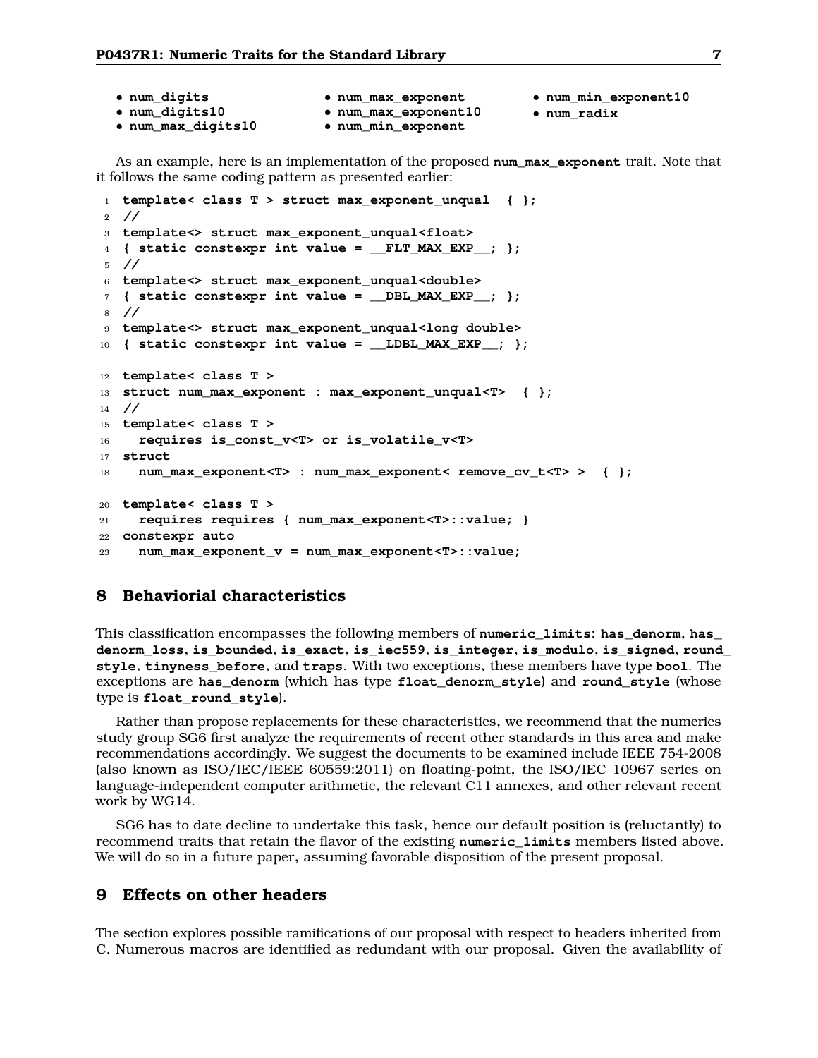- **num_digits**
- **num_digits10**
- **num_max_digits10**
- **num_max_exponent**
- **num_max_exponent10**
- **num_min_exponent**
- **num_min_exponent10**
- **num_radix**

As an example, here is an implementation of the proposed **num_max_exponent** trait. Note that it follows the same coding pattern as presented earlier:

```
template< class T > struct max_exponent_unqual  { };
//
template<> struct max_exponent_unqual<float>
{ static constexpr int value = __FLT_MAX_EXP__; };
//
template<> struct max_exponent_unqual<double>
{ static constexpr int value = __DBL_MAX_EXP__; };
//
template<> struct max_exponent_unqual<long double>
{ static constexpr int value = __LDBL_MAX_EXP__; };

template< class T >
struct num_max_exponent : max_exponent_unqual<T>  { };
//
template< class T >
  requires is_const_v<T> or is_volatile_v<T>
struct
  num_max_exponent<T> : num_max_exponent< remove_cv_t<T> >  { };

template< class T >
  requires requires { num_max_exponent<T>::value; }
constexpr auto
  num_max_exponent_v = num_max_exponent<T>::value;
```

## 8 Behaviorial characteristics

This classification encompasses the following members of **numeric_limits**: **has_denorm**, **has_denorm_loss**, **is_bounded**, **is_exact**, **is_iec559**, **is_integer**, **is_modulo**, **is_signed**, **round_style**, **tinyness_before**, and **traps**. With two exceptions, these members have type **bool**. The exceptions are **has_denorm** (which has type **float_denorm_style**) and **round_style** (whose type is **float_round_style**).

Rather than propose replacements for these characteristics, we recommend that the numerics study group SG6 first analyze the requirements of recent other standards in this area and make recommendations accordingly. We suggest the documents to be examined include IEEE 754-2008 (also known as ISO/IEC/IEEE 60559:2011) on floating-point, the ISO/IEC 10967 series on language-independent computer arithmetic, the relevant C11 annexes, and other relevant recent work by WG14.

SG6 has to date decline to undertake this task, hence our default position is (reluctantly) to recommend traits that retain the flavor of the existing **numeric_limits** members listed above. We will do so in a future paper, assuming favorable disposition of the present proposal.

## 9 Effects on other headers

The section explores possible ramifications of our proposal with respect to headers inherited from C. Numerous macros are identified as redundant with our proposal. Given the availability of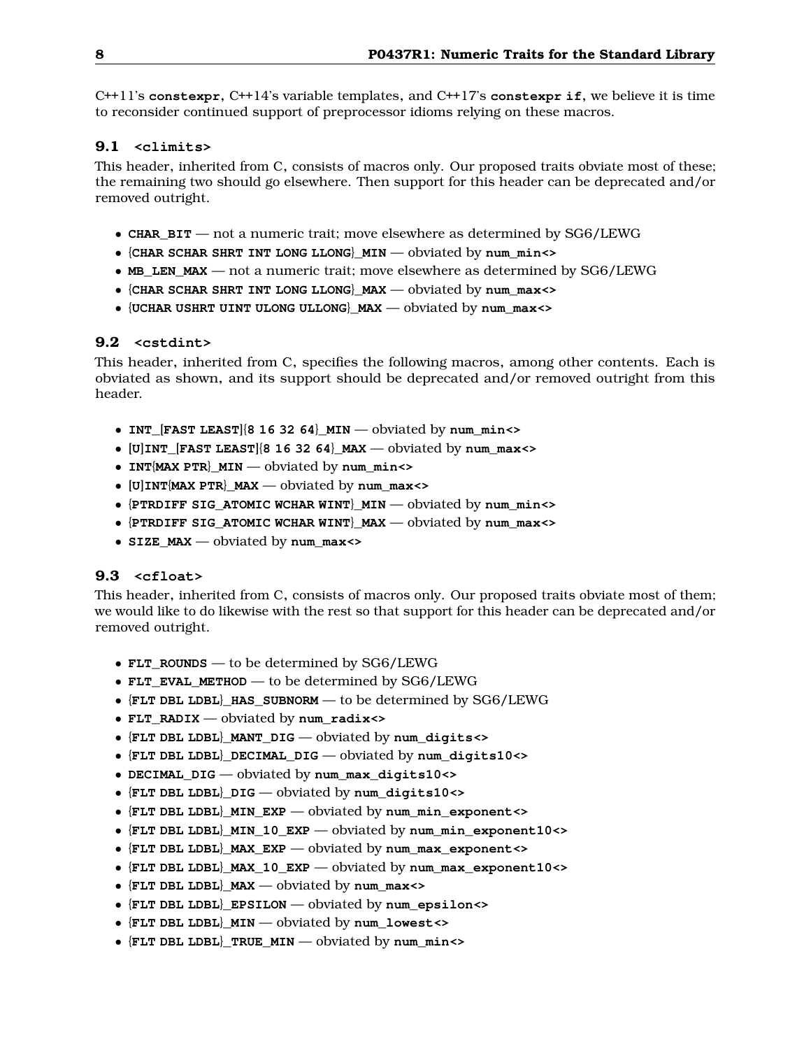C++11's **constexpr**, C++14's variable templates, and C++17's **constexpr if**, we believe it is time to reconsider continued support of preprocessor idioms relying on these macros.

### 9.1 **<climits>**

This header, inherited from C, consists of macros only. Our proposed traits obviate most of these; the remaining two should go elsewhere. Then support for this header can be deprecated and/or removed outright.

- **CHAR_BIT** — not a numeric trait; move elsewhere as determined by SG6/LEWG
- {**CHAR SCHAR SHRT INT LONG LLONG**}**_MIN** — obviated by **num_min<>**
- **MB_LEN_MAX** — not a numeric trait; move elsewhere as determined by SG6/LEWG
- {**CHAR SCHAR SHRT INT LONG LLONG**}**_MAX** — obviated by **num_max<>**
- {**UCHAR USHRT UINT ULONG ULLONG**}**_MAX** — obviated by **num_max<>**

### 9.2 **<cstdint>**

This header, inherited from C, specifies the following macros, among other contents. Each is obviated as shown, and its support should be deprecated and/or removed outright from this header.

- **INT_**[**FAST LEAST**]{**8 16 32 64**}**_MIN** — obviated by **num_min<>**
- [**U**]**INT_**[**FAST LEAST**]{**8 16 32 64**}**_MAX** — obviated by **num_max<>**
- **INT**{**MAX PTR**}**_MIN** — obviated by **num_min<>**
- [**U**]**INT**{**MAX PTR**}**_MAX** — obviated by **num_max<>**
- {**PTRDIFF SIG_ATOMIC WCHAR WINT**}**_MIN** — obviated by **num_min<>**
- {**PTRDIFF SIG_ATOMIC WCHAR WINT**}**_MAX** — obviated by **num_max<>**
- **SIZE_MAX** — obviated by **num_max<>**

### 9.3 **<cfloat>**

This header, inherited from C, consists of macros only. Our proposed traits obviate most of them; we would like to do likewise with the rest so that support for this header can be deprecated and/or removed outright.

- **FLT_ROUNDS** — to be determined by SG6/LEWG
- **FLT_EVAL_METHOD** — to be determined by SG6/LEWG
- {**FLT DBL LDBL**}**_HAS_SUBNORM** — to be determined by SG6/LEWG
- **FLT_RADIX** — obviated by **num_radix<>**
- {**FLT DBL LDBL**}**_MANT_DIG** — obviated by **num_digits<>**
- {**FLT DBL LDBL**}**_DECIMAL_DIG** — obviated by **num_digits10<>**
- **DECIMAL_DIG** — obviated by **num_max_digits10<>**
- {**FLT DBL LDBL**}**_DIG** — obviated by **num_digits10<>**
- {**FLT DBL LDBL**}**_MIN_EXP** — obviated by **num_min_exponent<>**
- {**FLT DBL LDBL**}**_MIN_10_EXP** — obviated by **num_min_exponent10<>**
- {**FLT DBL LDBL**}**_MAX_EXP** — obviated by **num_max_exponent<>**
- {**FLT DBL LDBL**}**_MAX_10_EXP** — obviated by **num_max_exponent10<>**
- {**FLT DBL LDBL**}**_MAX** — obviated by **num_max<>**
- {**FLT DBL LDBL**}**_EPSILON** — obviated by **num_epsilon<>**
- {**FLT DBL LDBL**}**_MIN** — obviated by **num_lowest<>**
- {**FLT DBL LDBL**}**_TRUE_MIN** — obviated by **num_min<>**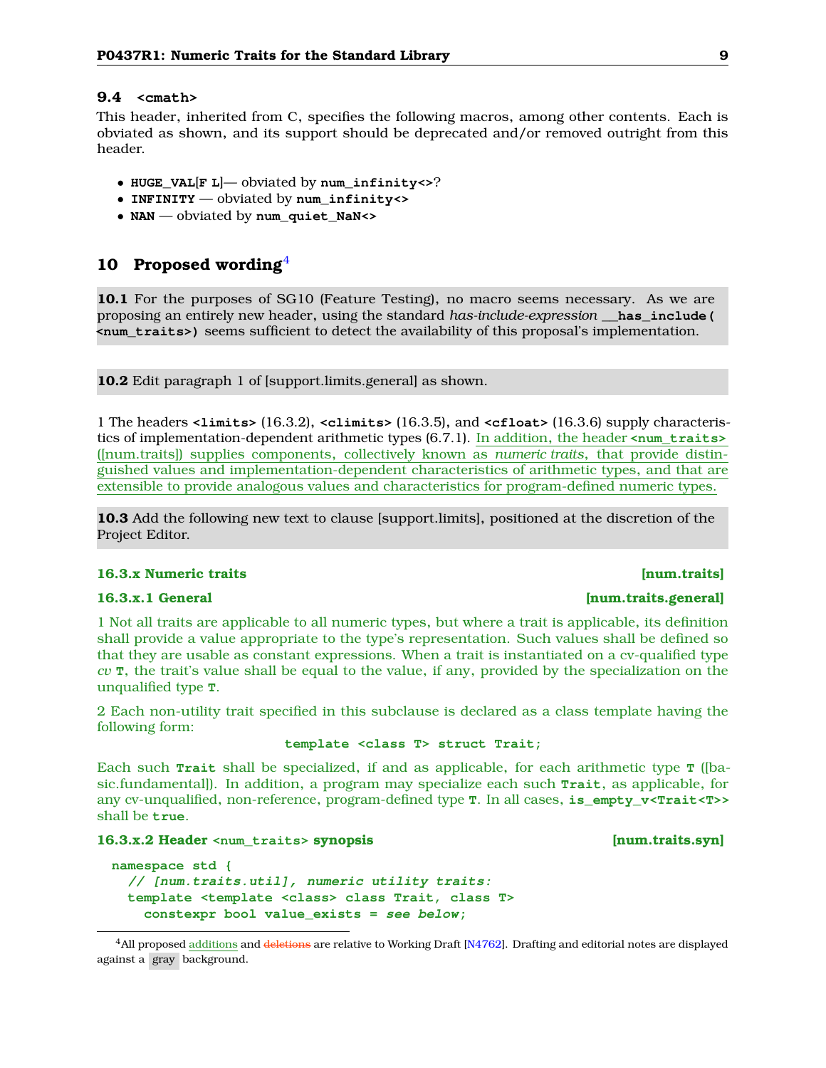### 9.4 `<cmath>`

This header, inherited from C, specifies the following macros, among other contents. Each is obviated as shown, and its support should be deprecated and/or removed outright from this header.

- **`HUGE_VAL`**[**`F L`**]— obviated by **`num_infinity<>`**?
- **`INFINITY`** — obviated by **`num_infinity<>`**
- **`NAN`** — obviated by **`num_quiet_NaN<>`**

## 10 Proposed wording[4]

**10.1** For the purposes of SG10 (Feature Testing), no macro seems necessary. As we are proposing an entirely new header, using the standard *has-include-expression* **`__has_include( <num_traits>)`** seems sufficient to detect the availability of this proposal's implementation.

**10.2** Edit paragraph 1 of [support.limits.general] as shown.

1 The headers **`<limits>`** (16.3.2), **`<climits>`** (16.3.5), and **`<cfloat>`** (16.3.6) supply characteristics of implementation-dependent arithmetic types (6.7.1). In addition, the header **`<num_traits>`** ([num.traits]) supplies components, collectively known as *numeric traits*, that provide distinguished values and implementation-dependent characteristics of arithmetic types, and that are extensible to provide analogous values and characteristics for program-defined numeric types.

**10.3** Add the following new text to clause [support.limits], positioned at the discretion of the Project Editor.

#### 16.3.x Numeric traits [num.traits]

#### 16.3.x.1 General [num.traits.general]

1 Not all traits are applicable to all numeric types, but where a trait is applicable, its definition shall provide a value appropriate to the type's representation. Such values shall be defined so that they are usable as constant expressions. When a trait is instantiated on a cv-qualified type *cv* **`T`**, the trait's value shall be equal to the value, if any, provided by the specialization on the unqualified type **`T`**.

2 Each non-utility trait specified in this subclause is declared as a class template having the following form:

```
template <class T> struct Trait;
```

Each such **`Trait`** shall be specialized, if and as applicable, for each arithmetic type **`T`** ([basic.fundamental]). In addition, a program may specialize each such **`Trait`**, as applicable, for any cv-unqualified, non-reference, program-defined type **`T`**. In all cases, **`is_empty_v<Trait<T>>`** shall be **`true`**.

#### 16.3.x.2 Header `<num_traits>` synopsis [num.traits.syn]

```
namespace std {
  // [num.traits.util], numeric utility traits:
  template <template <class> class Trait, class T>
    constexpr bool value_exists = see below;
```

[4] All proposed additions and ~~deletions~~ are relative to Working Draft [N4762]. Drafting and editorial notes are displayed against a gray background.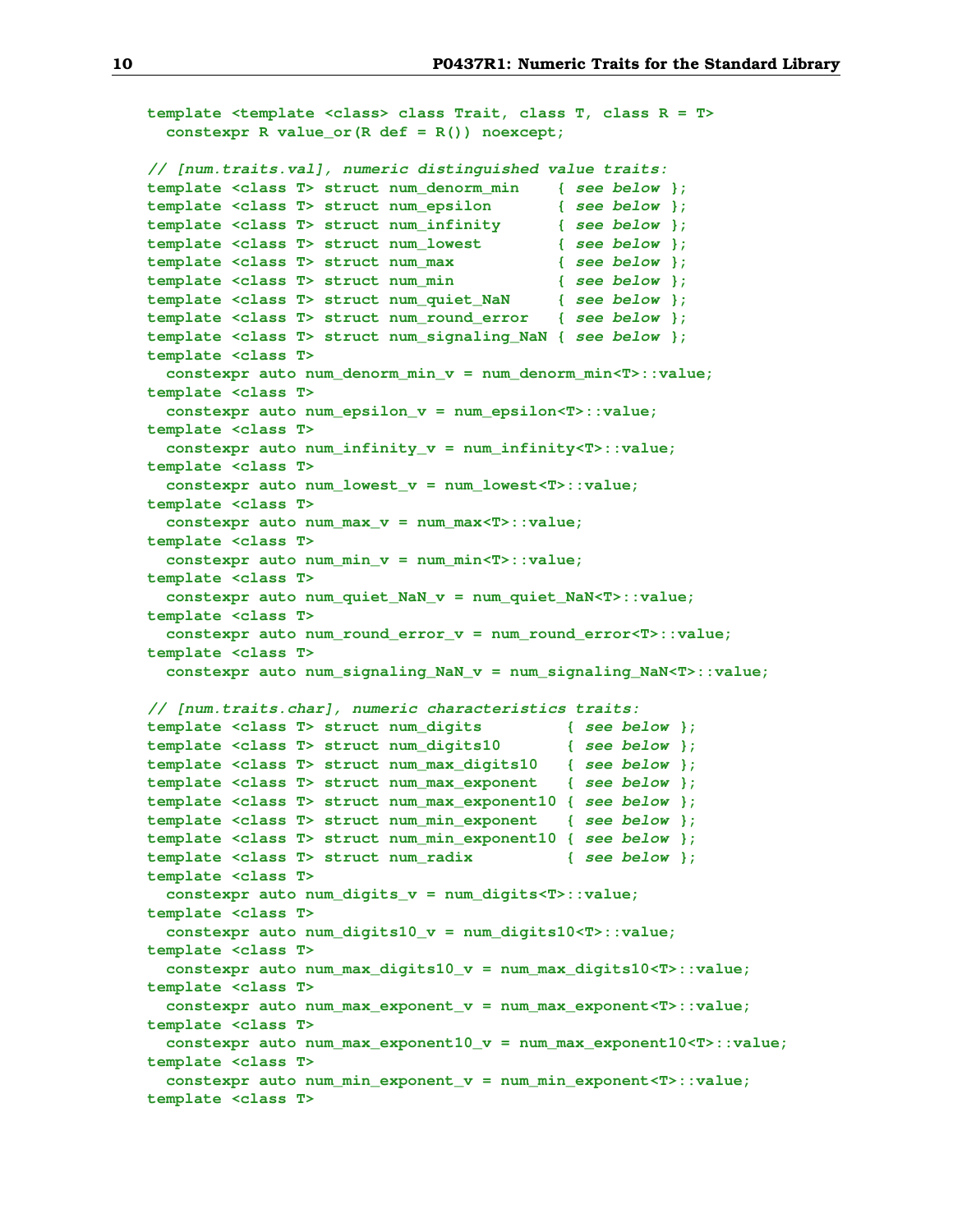```
template <template <class> class Trait, class T, class R = T>
  constexpr R value_or(R def = R()) noexcept;

// [num.traits.val], numeric distinguished value traits:
template <class T> struct num_denorm_min    { see below };
template <class T> struct num_epsilon       { see below };
template <class T> struct num_infinity      { see below };
template <class T> struct num_lowest        { see below };
template <class T> struct num_max           { see below };
template <class T> struct num_min           { see below };
template <class T> struct num_quiet_NaN     { see below };
template <class T> struct num_round_error   { see below };
template <class T> struct num_signaling_NaN { see below };
template <class T>
  constexpr auto num_denorm_min_v = num_denorm_min<T>::value;
template <class T>
  constexpr auto num_epsilon_v = num_epsilon<T>::value;
template <class T>
  constexpr auto num_infinity_v = num_infinity<T>::value;
template <class T>
  constexpr auto num_lowest_v = num_lowest<T>::value;
template <class T>
  constexpr auto num_max_v = num_max<T>::value;
template <class T>
  constexpr auto num_min_v = num_min<T>::value;
template <class T>
  constexpr auto num_quiet_NaN_v = num_quiet_NaN<T>::value;
template <class T>
  constexpr auto num_round_error_v = num_round_error<T>::value;
template <class T>
  constexpr auto num_signaling_NaN_v = num_signaling_NaN<T>::value;

// [num.traits.char], numeric characteristics traits:
template <class T> struct num_digits         { see below };
template <class T> struct num_digits10       { see below };
template <class T> struct num_max_digits10   { see below };
template <class T> struct num_max_exponent   { see below };
template <class T> struct num_max_exponent10 { see below };
template <class T> struct num_min_exponent   { see below };
template <class T> struct num_min_exponent10 { see below };
template <class T> struct num_radix          { see below };
template <class T>
  constexpr auto num_digits_v = num_digits<T>::value;
template <class T>
  constexpr auto num_digits10_v = num_digits10<T>::value;
template <class T>
  constexpr auto num_max_digits10_v = num_max_digits10<T>::value;
template <class T>
  constexpr auto num_max_exponent_v = num_max_exponent<T>::value;
template <class T>
  constexpr auto num_max_exponent10_v = num_max_exponent10<T>::value;
template <class T>
  constexpr auto num_min_exponent_v = num_min_exponent<T>::value;
template <class T>
```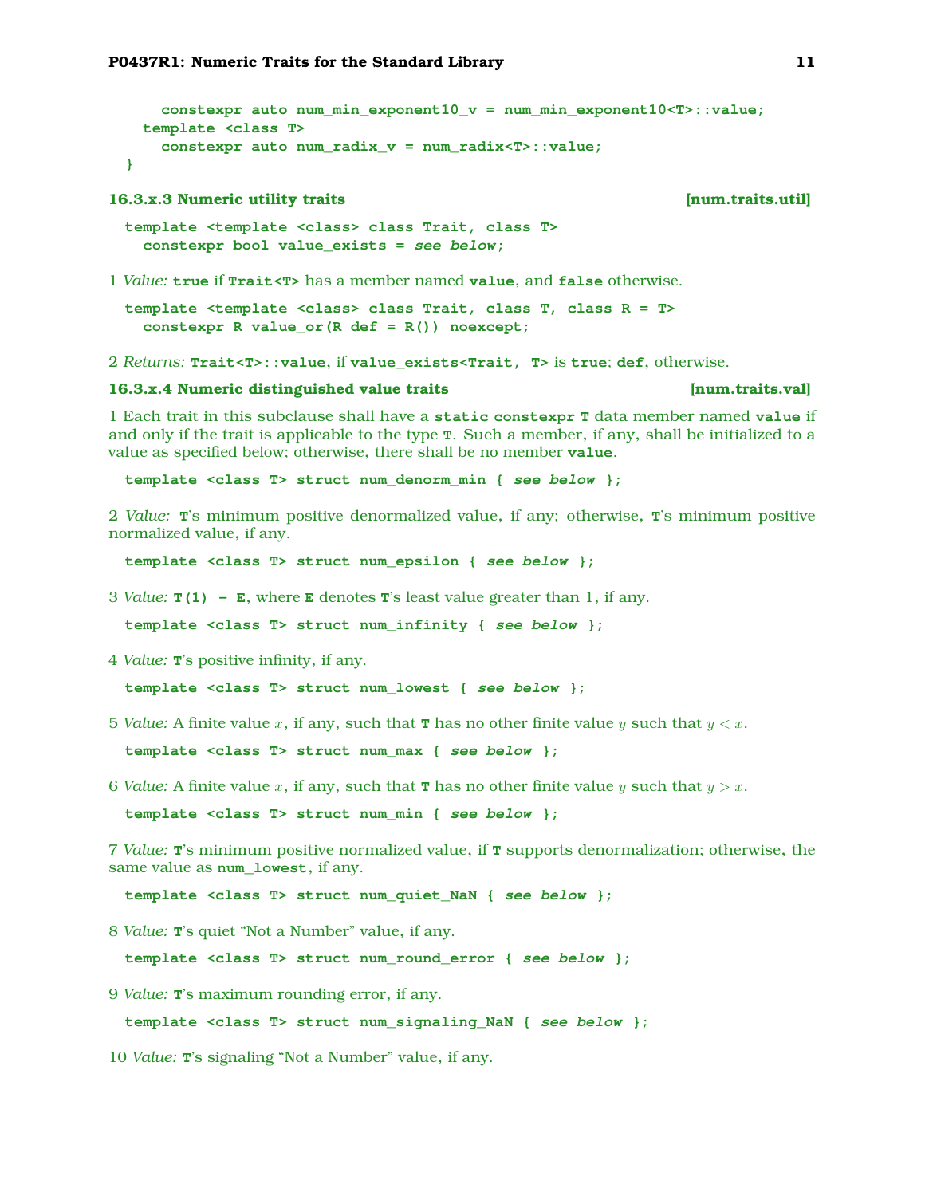```
    constexpr auto num_min_exponent10_v = num_min_exponent10<T>::value;
  template <class T>
    constexpr auto num_radix_v = num_radix<T>::value;
}
```

### 16.3.x.3 Numeric utility traits [num.traits.util]

```
template <template <class> class Trait, class T>
  constexpr bool value_exists = see below;
```

1 *Value:* **true** if **Trait<T>** has a member named **value**, and **false** otherwise.

```
template <template <class> class Trait, class T, class R = T>
  constexpr R value_or(R def = R()) noexcept;
```

2 *Returns:* **Trait<T>::value**, if **value_exists<Trait, T>** is **true**; **def**, otherwise.

### 16.3.x.4 Numeric distinguished value traits [num.traits.val]

1 Each trait in this subclause shall have a **static constexpr T** data member named **value** if and only if the trait is applicable to the type **T**. Such a member, if any, shall be initialized to a value as specified below; otherwise, there shall be no member **value**.

```
template <class T> struct num_denorm_min { see below };
```

2 *Value:* **T**'s minimum positive denormalized value, if any; otherwise, **T**'s minimum positive normalized value, if any.

```
template <class T> struct num_epsilon { see below };
```

3 *Value:* **T(1) - E**, where **E** denotes **T**'s least value greater than 1, if any.

```
template <class T> struct num_infinity { see below };
```

4 *Value:* **T**'s positive infinity, if any.

```
template <class T> struct num_lowest { see below };
```

5 *Value:* A finite value $x$, if any, such that **T** has no other finite value $y$ such that $y < x$.

```
template <class T> struct num_max { see below };
```

6 *Value:* A finite value $x$, if any, such that **T** has no other finite value $y$ such that $y > x$.

```
template <class T> struct num_min { see below };
```

7 *Value:* **T**'s minimum positive normalized value, if **T** supports denormalization; otherwise, the same value as **num_lowest**, if any.

```
template <class T> struct num_quiet_NaN { see below };
```

8 *Value:* **T**'s quiet "Not a Number" value, if any.

```
template <class T> struct num_round_error { see below };
```

9 *Value:* **T**'s maximum rounding error, if any.

```
template <class T> struct num_signaling_NaN { see below };
```

10 *Value:* **T**'s signaling "Not a Number" value, if any.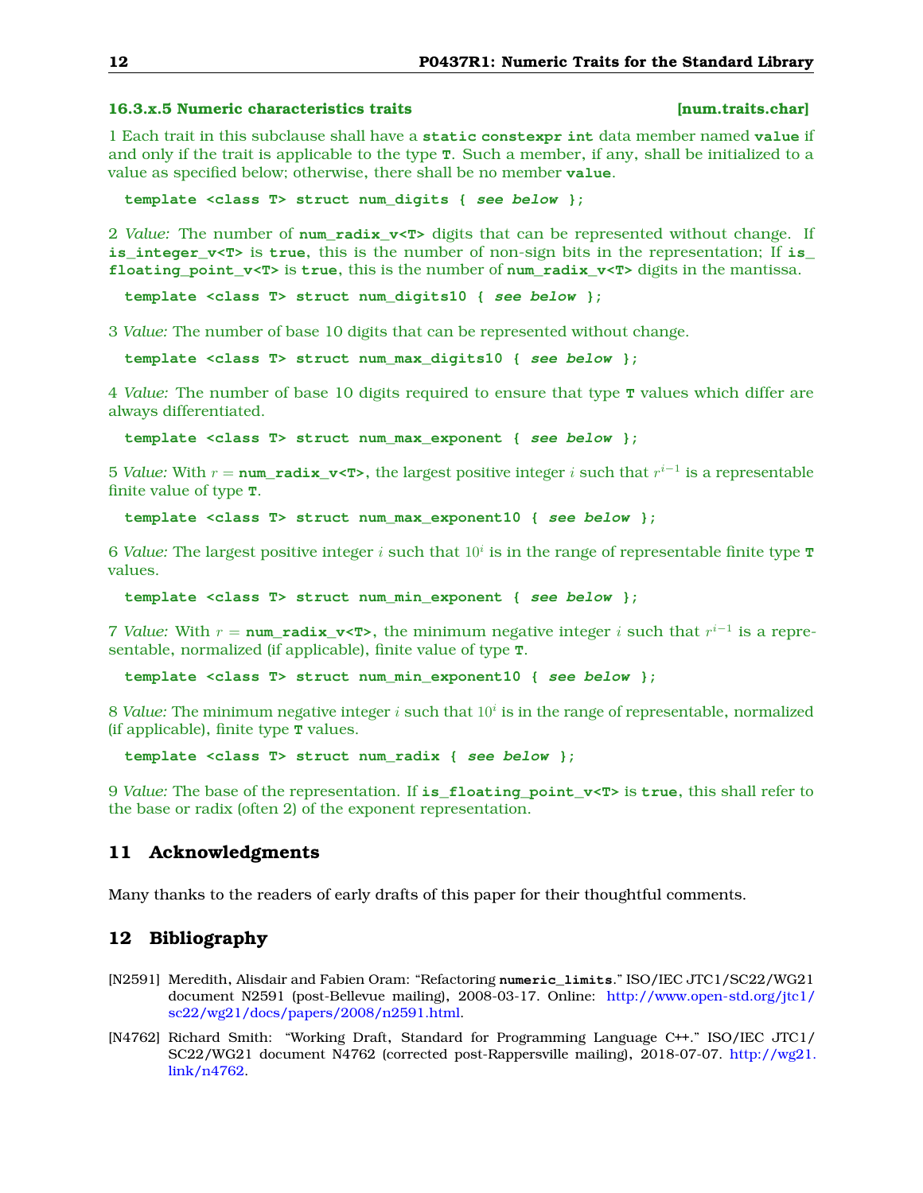### 16.3.x.5 Numeric characteristics traits [num.traits.char]

1 Each trait in this subclause shall have a **static constexpr int** data member named **value** if and only if the trait is applicable to the type **T**. Such a member, if any, shall be initialized to a value as specified below; otherwise, there shall be no member **value**.

```
template <class T> struct num_digits { see below };
```

2 *Value:* The number of **num_radix_v<T>** digits that can be represented without change. If **is_integer_v<T>** is **true**, this is the number of non-sign bits in the representation; If **is_floating_point_v<T>** is **true**, this is the number of **num_radix_v<T>** digits in the mantissa.

```
template <class T> struct num_digits10 { see below };
```

3 *Value:* The number of base 10 digits that can be represented without change.

```
template <class T> struct num_max_digits10 { see below };
```

4 *Value:* The number of base 10 digits required to ensure that type **T** values which differ are always differentiated.

```
template <class T> struct num_max_exponent { see below };
```

5 *Value:* With $r =$ **num_radix_v<T>**, the largest positive integer $i$ such that $r^{i-1}$ is a representable finite value of type **T**.

```
template <class T> struct num_max_exponent10 { see below };
```

6 *Value:* The largest positive integer $i$ such that $10^i$ is in the range of representable finite type **T** values.

```
template <class T> struct num_min_exponent { see below };
```

7 *Value:* With $r =$ **num_radix_v<T>**, the minimum negative integer $i$ such that $r^{i-1}$ is a representable, normalized (if applicable), finite value of type **T**.

```
template <class T> struct num_min_exponent10 { see below };
```

8 *Value:* The minimum negative integer $i$ such that $10^i$ is in the range of representable, normalized (if applicable), finite type **T** values.

```
template <class T> struct num_radix { see below };
```

9 *Value:* The base of the representation. If **is_floating_point_v<T>** is **true**, this shall refer to the base or radix (often 2) of the exponent representation.

## 11 Acknowledgments

Many thanks to the readers of early drafts of this paper for their thoughtful comments.

## 12 Bibliography

[N2591] Meredith, Alisdair and Fabien Oram: "Refactoring **numeric_limits**." ISO/IEC JTC1/SC22/WG21 document N2591 (post-Bellevue mailing), 2008-03-17. Online: http://www.open-std.org/jtc1/sc22/wg21/docs/papers/2008/n2591.html.

[N4762] Richard Smith: "Working Draft, Standard for Programming Language C++." ISO/IEC JTC1/SC22/WG21 document N4762 (corrected post-Rappersville mailing), 2018-07-07. http://wg21.link/n4762.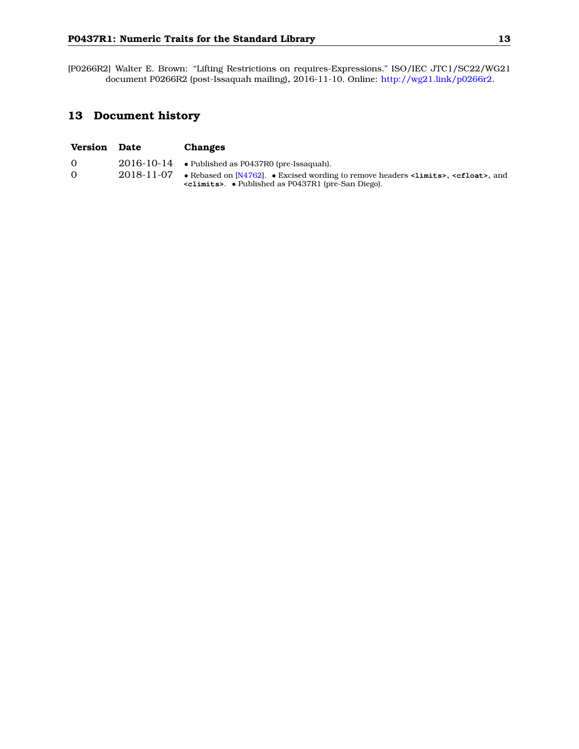[P0266R2] Walter E. Brown: "Lifting Restrictions on requires-Expressions." ISO/IEC JTC1/SC22/WG21 document P0266R2 (post-Issaquah mailing), 2016-11-10. Online: http://wg21.link/p0266r2.

## 13 Document history

| Version | Date | Changes |
| --- | --- | --- |
| 0 | 2016-10-14 | • Published as P0437R0 (pre-Issaquah). |
| 0 | 2018-11-07 | • Rebased on [N4762]. • Excised wording to remove headers `<limits>`, `<cfloat>`, and `<climits>`. • Published as P0437R1 (pre-San Diego). |